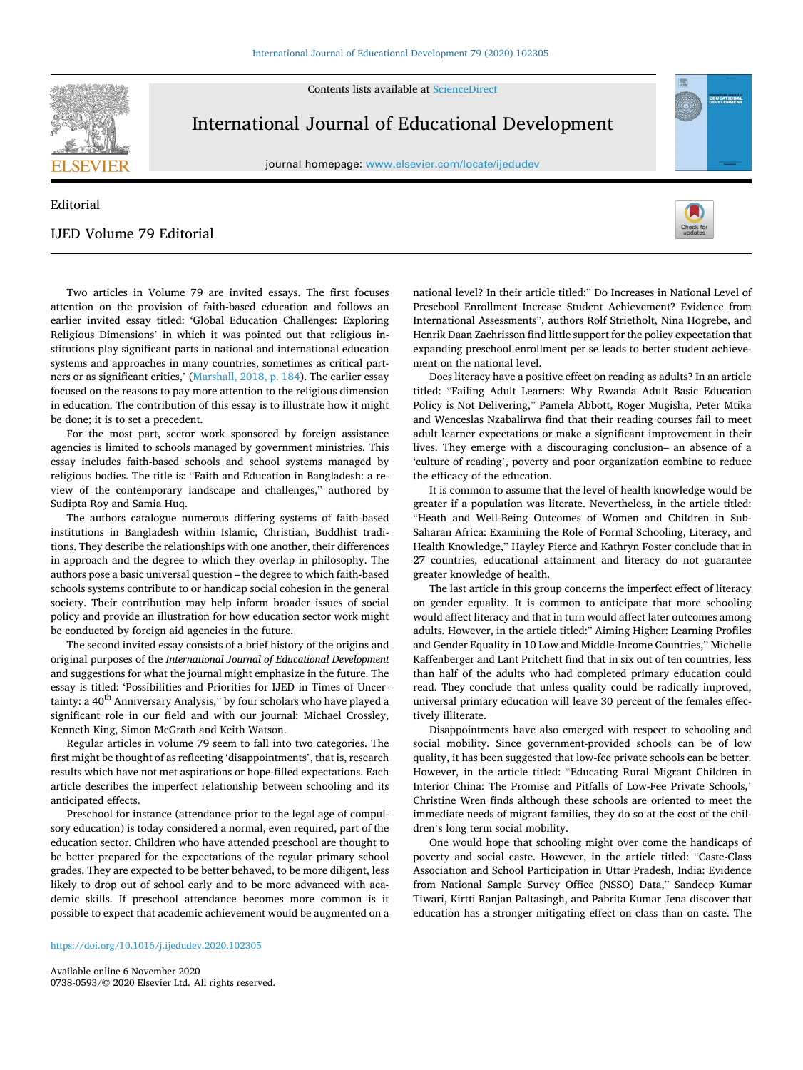Contents lists available at ScienceDirect

# International Journal of Educational Development

journal homepage: www.elsevier.com/locate/ijedudev

Editorial

## IJED Volume 79 Editorial

Two articles in Volume 79 are invited essays. The first focuses attention on the provision of faith-based education and follows an earlier invited essay titled: 'Global Education Challenges: Exploring Religious Dimensions' in which it was pointed out that religious institutions play significant parts in national and international education systems and approaches in many countries, sometimes as critical partners or as significant critics,' (Marshall, 2018, p. 184). The earlier essay focused on the reasons to pay more attention to the religious dimension in education. The contribution of this essay is to illustrate how it might be done; it is to set a precedent.

For the most part, sector work sponsored by foreign assistance agencies is limited to schools managed by government ministries. This essay includes faith-based schools and school systems managed by religious bodies. The title is: "Faith and Education in Bangladesh: a review of the contemporary landscape and challenges," authored by Sudipta Roy and Samia Huq.

The authors catalogue numerous differing systems of faith-based institutions in Bangladesh within Islamic, Christian, Buddhist traditions. They describe the relationships with one another, their differences in approach and the degree to which they overlap in philosophy. The authors pose a basic universal question – the degree to which faith-based schools systems contribute to or handicap social cohesion in the general society. Their contribution may help inform broader issues of social policy and provide an illustration for how education sector work might be conducted by foreign aid agencies in the future.

The second invited essay consists of a brief history of the origins and original purposes of the *International Journal of Educational Development* and suggestions for what the journal might emphasize in the future. The essay is titled: 'Possibilities and Priorities for IJED in Times of Uncertainty: a 40th Anniversary Analysis," by four scholars who have played a significant role in our field and with our journal: Michael Crossley, Kenneth King, Simon McGrath and Keith Watson.

Regular articles in volume 79 seem to fall into two categories. The first might be thought of as reflecting 'disappointments', that is, research results which have not met aspirations or hope-filled expectations. Each article describes the imperfect relationship between schooling and its anticipated effects.

Preschool for instance (attendance prior to the legal age of compulsory education) is today considered a normal, even required, part of the education sector. Children who have attended preschool are thought to be better prepared for the expectations of the regular primary school grades. They are expected to be better behaved, to be more diligent, less likely to drop out of school early and to be more advanced with academic skills. If preschool attendance becomes more common is it possible to expect that academic achievement would be augmented on a national level? In their article titled:" Do Increases in National Level of Preschool Enrollment Increase Student Achievement? Evidence from International Assessments", authors Rolf Strietholt, Nina Hogrebe, and Henrik Daan Zachrisson find little support for the policy expectation that expanding preschool enrollment per se leads to better student achievement on the national level.

Does literacy have a positive effect on reading as adults? In an article titled: "Failing Adult Learners: Why Rwanda Adult Basic Education Policy is Not Delivering," Pamela Abbott, Roger Mugisha, Peter Mtika and Wenceslas Nzabalirwa find that their reading courses fail to meet adult learner expectations or make a significant improvement in their lives. They emerge with a discouraging conclusion– an absence of a 'culture of reading', poverty and poor organization combine to reduce the efficacy of the education.

It is common to assume that the level of health knowledge would be greater if a population was literate. Nevertheless, in the article titled: "Heath and Well-Being Outcomes of Women and Children in Sub-Saharan Africa: Examining the Role of Formal Schooling, Literacy, and Health Knowledge," Hayley Pierce and Kathryn Foster conclude that in 27 countries, educational attainment and literacy do not guarantee greater knowledge of health.

The last article in this group concerns the imperfect effect of literacy on gender equality. It is common to anticipate that more schooling would affect literacy and that in turn would affect later outcomes among adults. However, in the article titled:" Aiming Higher: Learning Profiles and Gender Equality in 10 Low and Middle-Income Countries," Michelle Kaffenberger and Lant Pritchett find that in six out of ten countries, less than half of the adults who had completed primary education could read. They conclude that unless quality could be radically improved, universal primary education will leave 30 percent of the females effectively illiterate.

Disappointments have also emerged with respect to schooling and social mobility. Since government-provided schools can be of low quality, it has been suggested that low-fee private schools can be better. However, in the article titled: "Educating Rural Migrant Children in Interior China: The Promise and Pitfalls of Low-Fee Private Schools,' Christine Wren finds although these schools are oriented to meet the immediate needs of migrant families, they do so at the cost of the children's long term social mobility.

One would hope that schooling might over come the handicaps of poverty and social caste. However, in the article titled: "Caste-Class Association and School Participation in Uttar Pradesh, India: Evidence from National Sample Survey Office (NSSO) Data," Sandeep Kumar Tiwari, Kirtti Ranjan Paltasingh, and Pabrita Kumar Jena discover that education has a stronger mitigating effect on class than on caste. The

https://doi.org/10.1016/j.ijedudev.2020.102305

Available online 6 November 2020
0738-0593/© 2020 Elsevier Ltd. All rights reserved.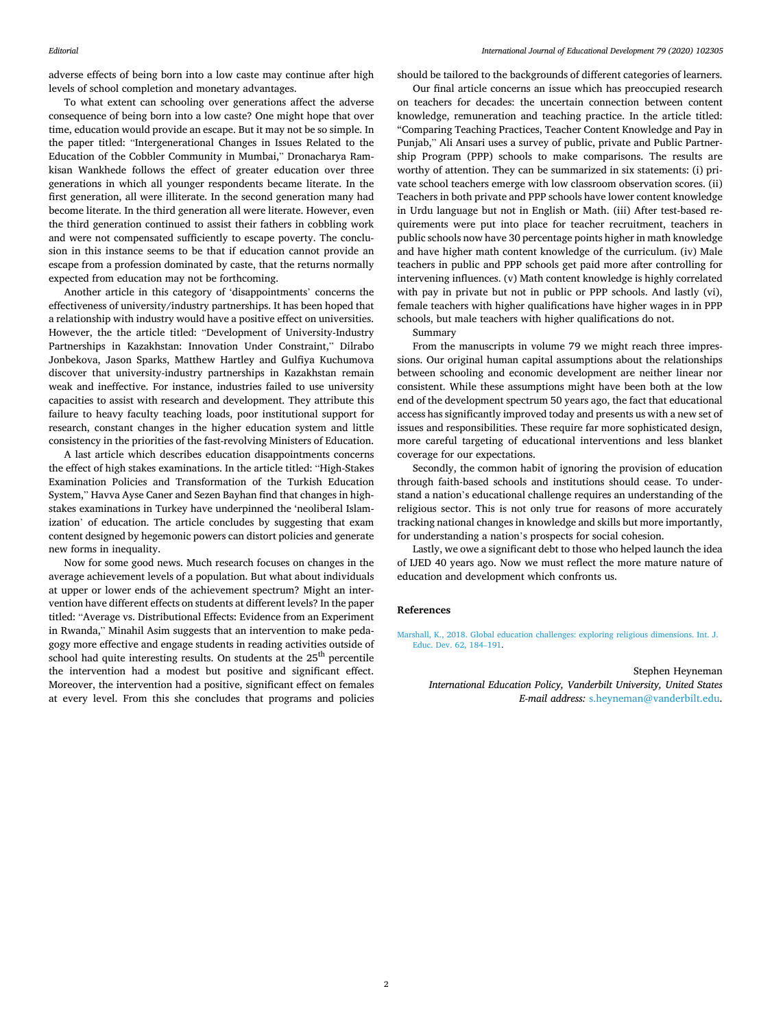adverse effects of being born into a low caste may continue after high levels of school completion and monetary advantages.

To what extent can schooling over generations affect the adverse consequence of being born into a low caste? One might hope that over time, education would provide an escape. But it may not be so simple. In the paper titled: "Intergenerational Changes in Issues Related to the Education of the Cobbler Community in Mumbai," Dronacharya Ramkisan Wankhede follows the effect of greater education over three generations in which all younger respondents became literate. In the first generation, all were illiterate. In the second generation many had become literate. In the third generation all were literate. However, even the third generation continued to assist their fathers in cobbling work and were not compensated sufficiently to escape poverty. The conclusion in this instance seems to be that if education cannot provide an escape from a profession dominated by caste, that the returns normally expected from education may not be forthcoming.

Another article in this category of 'disappointments' concerns the effectiveness of university/industry partnerships. It has been hoped that a relationship with industry would have a positive effect on universities. However, the the article titled: "Development of University-Industry Partnerships in Kazakhstan: Innovation Under Constraint," Dilrabo Jonbekova, Jason Sparks, Matthew Hartley and Gulfiya Kuchumova discover that university-industry partnerships in Kazakhstan remain weak and ineffective. For instance, industries failed to use university capacities to assist with research and development. They attribute this failure to heavy faculty teaching loads, poor institutional support for research, constant changes in the higher education system and little consistency in the priorities of the fast-revolving Ministers of Education.

A last article which describes education disappointments concerns the effect of high stakes examinations. In the article titled: "High-Stakes Examination Policies and Transformation of the Turkish Education System," Havva Ayse Caner and Sezen Bayhan find that changes in high-stakes examinations in Turkey have underpinned the 'neoliberal Islamization' of education. The article concludes by suggesting that exam content designed by hegemonic powers can distort policies and generate new forms in inequality.

Now for some good news. Much research focuses on changes in the average achievement levels of a population. But what about individuals at upper or lower ends of the achievement spectrum? Might an intervention have different effects on students at different levels? In the paper titled: "Average vs. Distributional Effects: Evidence from an Experiment in Rwanda," Minahil Asim suggests that an intervention to make pedagogy more effective and engage students in reading activities outside of school had quite interesting results. On students at the 25th percentile the intervention had a modest but positive and significant effect. Moreover, the intervention had a positive, significant effect on females at every level. From this she concludes that programs and policies should be tailored to the backgrounds of different categories of learners.

Our final article concerns an issue which has preoccupied research on teachers for decades: the uncertain connection between content knowledge, remuneration and teaching practice. In the article titled: "Comparing Teaching Practices, Teacher Content Knowledge and Pay in Punjab," Ali Ansari uses a survey of public, private and Public Partnership Program (PPP) schools to make comparisons. The results are worthy of attention. They can be summarized in six statements: (i) private school teachers emerge with low classroom observation scores. (ii) Teachers in both private and PPP schools have lower content knowledge in Urdu language but not in English or Math. (iii) After test-based requirements were put into place for teacher recruitment, teachers in public schools now have 30 percentage points higher in math knowledge and have higher math content knowledge of the curriculum. (iv) Male teachers in public and PPP schools get paid more after controlling for intervening influences. (v) Math content knowledge is highly correlated with pay in private but not in public or PPP schools. And lastly (vi), female teachers with higher qualifications have higher wages in in PPP schools, but male teachers with higher qualifications do not.

Summary

From the manuscripts in volume 79 we might reach three impressions. Our original human capital assumptions about the relationships between schooling and economic development are neither linear nor consistent. While these assumptions might have been both at the low end of the development spectrum 50 years ago, the fact that educational access has significantly improved today and presents us with a new set of issues and responsibilities. These require far more sophisticated design, more careful targeting of educational interventions and less blanket coverage for our expectations.

Secondly, the common habit of ignoring the provision of education through faith-based schools and institutions should cease. To understand a nation's educational challenge requires an understanding of the religious sector. This is not only true for reasons of more accurately tracking national changes in knowledge and skills but more importantly, for understanding a nation's prospects for social cohesion.

Lastly, we owe a significant debt to those who helped launch the idea of IJED 40 years ago. Now we must reflect the more mature nature of education and development which confronts us.

## References

Marshall, K., 2018. Global education challenges: exploring religious dimensions. Int. J. Educ. Dev. 62, 184–191.

Stephen Heyneman
*International Education Policy, Vanderbilt University, United States*
*E-mail address:* s.heyneman@vanderbilt.edu.